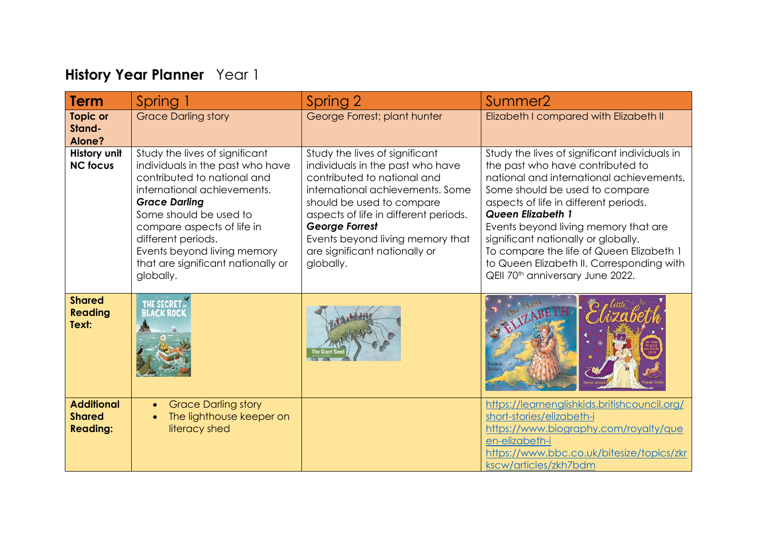# History Year Planner Year 1

| Term | Spring 1 | Spring 2 | Summer2 |
|---|---|---|---|
| **Topic or Stand-Alone?** | Grace Darling story | George Forrest; plant hunter | Elizabeth I compared with Elizabeth II |
| **History unit NC focus** | Study the lives of significant individuals in the past who have contributed to national and international achievements. ***Grace Darling*** Some should be used to compare aspects of life in different periods. Events beyond living memory that are significant nationally or globally. | Study the lives of significant individuals in the past who have contributed to national and international achievements. Some should be used to compare aspects of life in different periods. ***George Forrest*** Events beyond living memory that are significant nationally or globally. | Study the lives of significant individuals in the past who have contributed to national and international achievements. Some should be used to compare aspects of life in different periods. ***Queen Elizabeth 1*** Events beyond living memory that are significant nationally or globally. To compare the life of Queen Elizabeth 1 to Queen Elizabeth II. Corresponding with QEII 70th anniversary June 2022. |
| **Shared Reading Text:** | The Secret of Black Rock | The Giant Seed | The First Elizabeth; Little Elizabeth |
| **Additional Shared Reading:** | • Grace Darling story<br>• The lighthouse keeper on literacy shed | | https://learnenglishkids.britishcouncil.org/short-stories/elizabeth-i<br>https://www.biography.com/royalty/queen-elizabeth-i<br>https://www.bbc.co.uk/bitesize/topics/zrkscw/articles/zkh7bdm |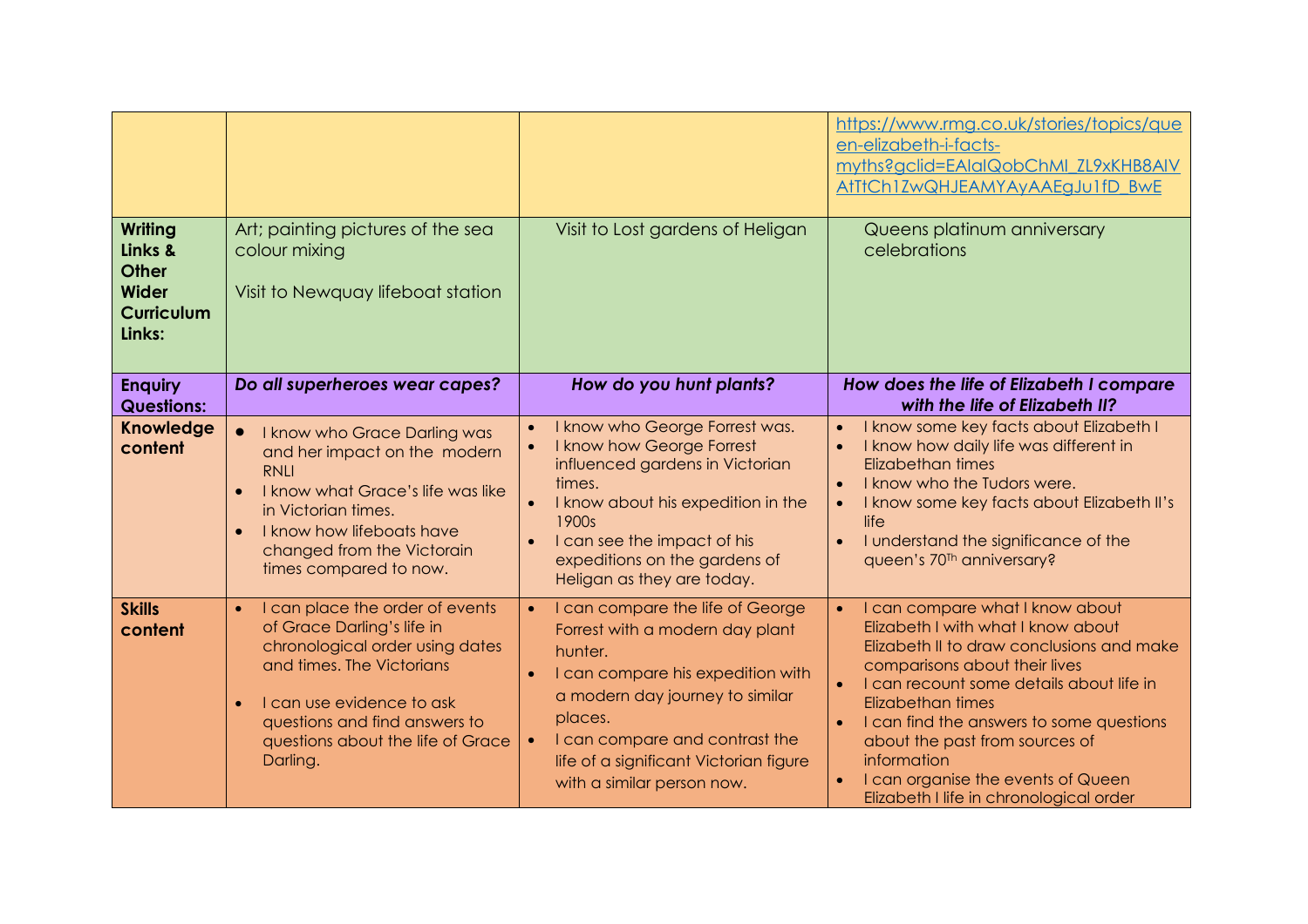| | | | |
|---|---|---|---|
| | | | https://www.rmg.co.uk/stories/topics/queen-elizabeth-i-facts-myths?gclid=EAIaIQobChMI_ZL9xKHB8AIVAtTtCh1ZwQHJEAMYAyAAEgJu1fD_BwE |
| **Writing Links & Other Wider Curriculum Links:** | Art; painting pictures of the sea colour mixing<br><br>Visit to Newquay lifeboat station | Visit to Lost gardens of Heligan | Queens platinum anniversary celebrations |
| **Enquiry Questions:** | ***Do all superheroes wear capes?*** | ***How do you hunt plants?*** | ***How does the life of Elizabeth I compare with the life of Elizabeth II?*** |
| **Knowledge content** | • I know who Grace Darling was and her impact on the modern RNLI<br>• I know what Grace's life was like in Victorian times.<br>• I know how lifeboats have changed from the Victorain times compared to now. | • I know who George Forrest was.<br>• I know how George Forrest influenced gardens in Victorian times.<br>• I know about his expedition in the 1900s<br>• I can see the impact of his expeditions on the gardens of Heligan as they are today. | • I know some key facts about Elizabeth I<br>• I know how daily life was different in Elizabethan times<br>• I know who the Tudors were.<br>• I know some key facts about Elizabeth II's life<br>• I understand the significance of the queen's 70th anniversary? |
| **Skills content** | • I can place the order of events of Grace Darling's life in chronological order using dates and times. The Victorians<br>• I can use evidence to ask questions and find answers to questions about the life of Grace Darling. | • I can compare the life of George Forrest with a modern day plant hunter.<br>• I can compare his expedition with a modern day journey to similar places.<br>• I can compare and contrast the life of a significant Victorian figure with a similar person now. | • I can compare what I know about Elizabeth I with what I know about Elizabeth II to draw conclusions and make comparisons about their lives<br>• I can recount some details about life in Elizabethan times<br>• I can find the answers to some questions about the past from sources of information<br>• I can organise the events of Queen Elizabeth I life in chronological order |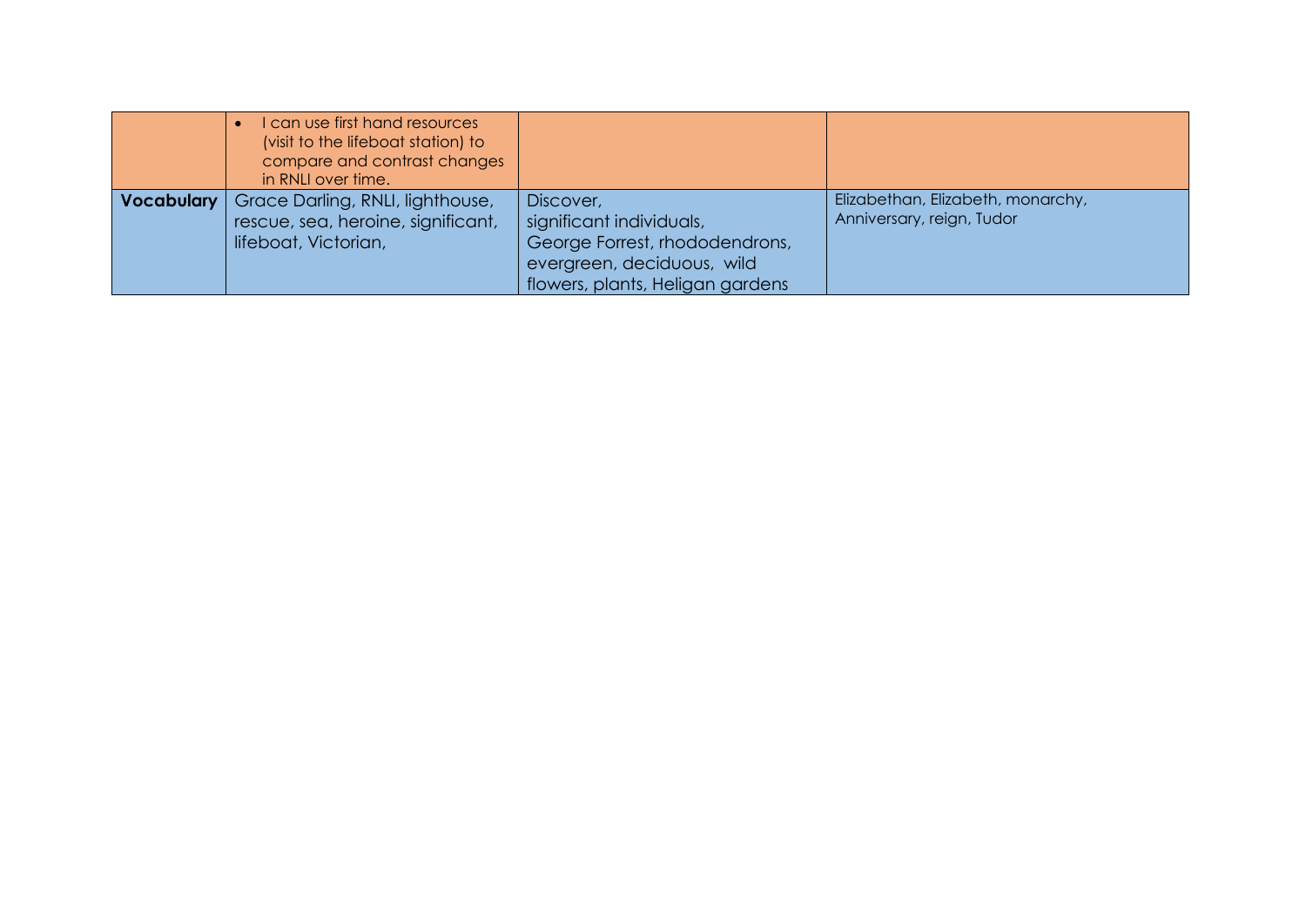| | | | |
|---|---|---|---|
| | • I can use first hand resources (visit to the lifeboat station) to compare and contrast changes in RNLI over time. | | |
| **Vocabulary** | Grace Darling, RNLI, lighthouse, rescue, sea, heroine, significant, lifeboat, Victorian, | Discover, significant individuals, George Forrest, rhododendrons, evergreen, deciduous, wild flowers, plants, Heligan gardens | Elizabethan, Elizabeth, monarchy, Anniversary, reign, Tudor |